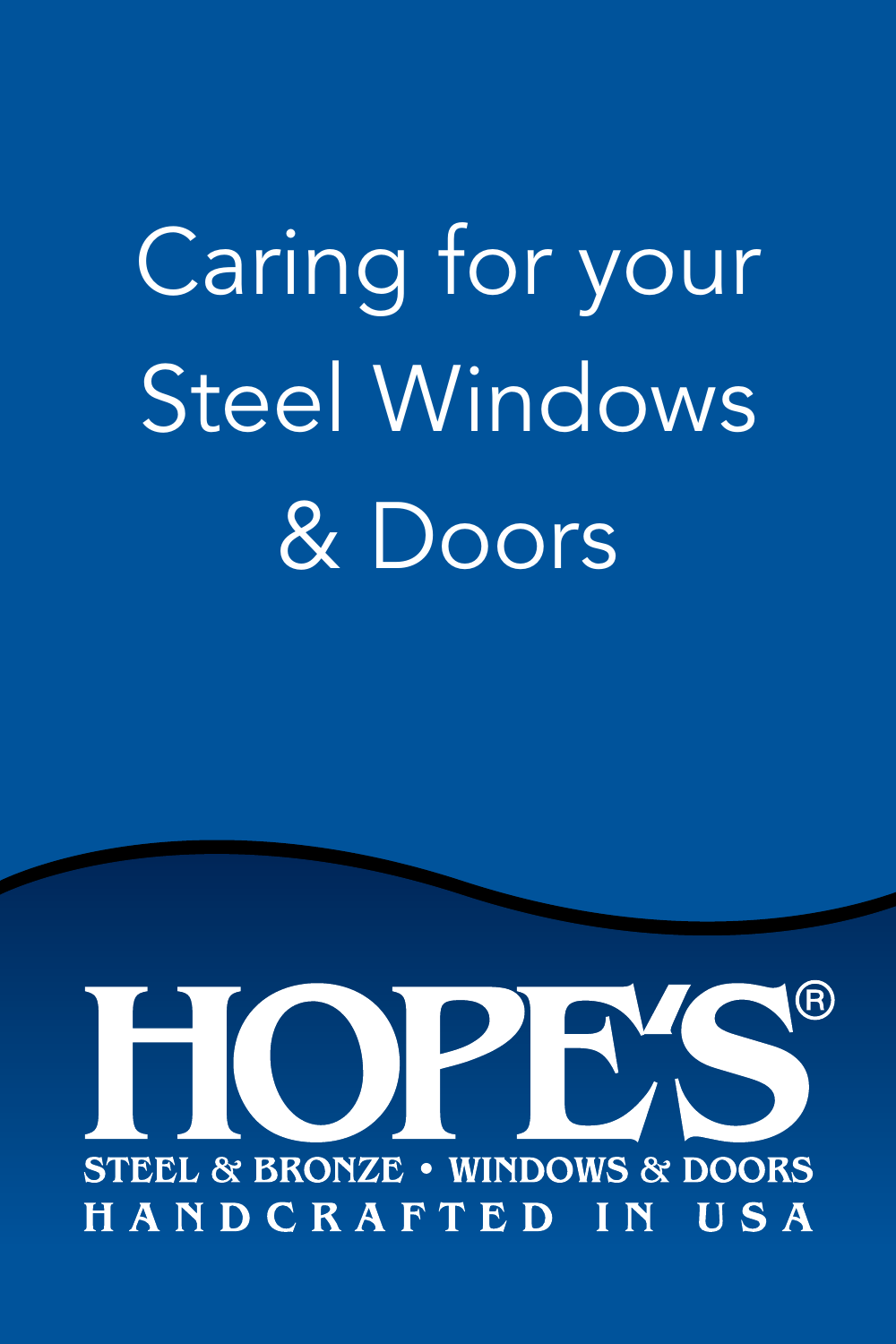# Caring for your Steel Windows & Doors

**HOPE'S®**

STEEL & BRONZE • WINDOWS & DOORS

HANDCRAFTED IN USA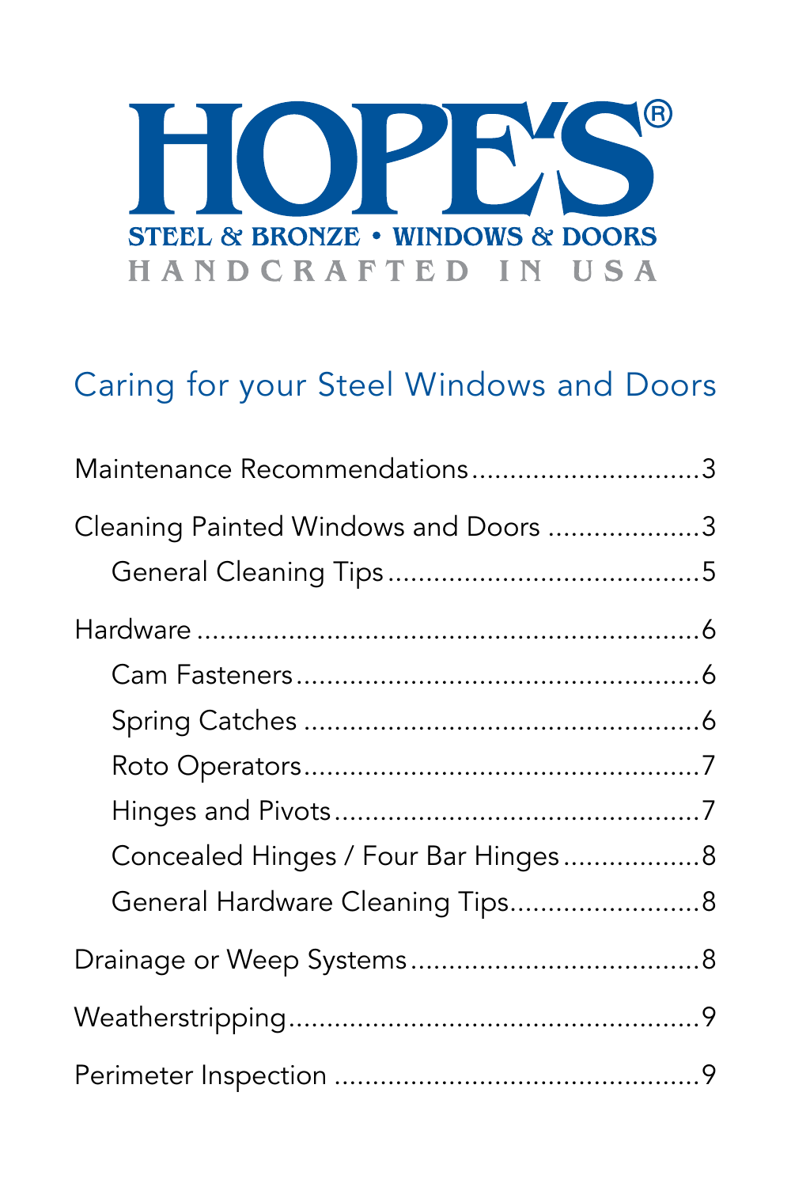# HOPE'S®

STEEL & BRONZE • WINDOWS & DOORS

HANDCRAFTED IN USA

## Caring for your Steel Windows and Doors

Maintenance Recommendations.............................3

Cleaning Painted Windows and Doors ....................3

- General Cleaning Tips........................................5

Hardware ..................................................................6

- Cam Fasteners....................................................6
- Spring Catches ...................................................6
- Roto Operators...................................................7
- Hinges and Pivots...............................................7
- Concealed Hinges / Four Bar Hinges..................8
- General Hardware Cleaning Tips.........................8

Drainage or Weep Systems......................................8

Weatherstripping......................................................9

Perimeter Inspection ................................................9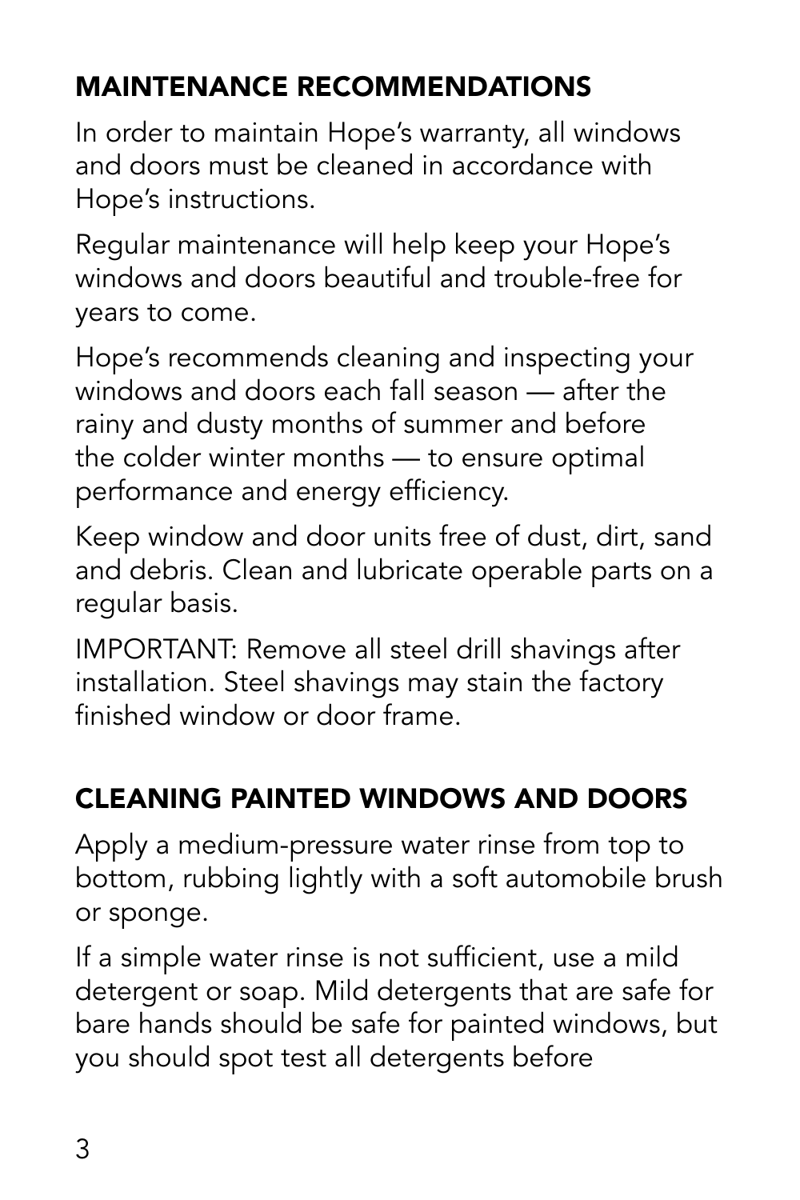## MAINTENANCE RECOMMENDATIONS

In order to maintain Hope's warranty, all windows and doors must be cleaned in accordance with Hope's instructions.

Regular maintenance will help keep your Hope's windows and doors beautiful and trouble-free for years to come.

Hope's recommends cleaning and inspecting your windows and doors each fall season — after the rainy and dusty months of summer and before the colder winter months — to ensure optimal performance and energy efficiency.

Keep window and door units free of dust, dirt, sand and debris. Clean and lubricate operable parts on a regular basis.

IMPORTANT: Remove all steel drill shavings after installation. Steel shavings may stain the factory finished window or door frame.

## CLEANING PAINTED WINDOWS AND DOORS

Apply a medium-pressure water rinse from top to bottom, rubbing lightly with a soft automobile brush or sponge.

If a simple water rinse is not sufficient, use a mild detergent or soap. Mild detergents that are safe for bare hands should be safe for painted windows, but you should spot test all detergents before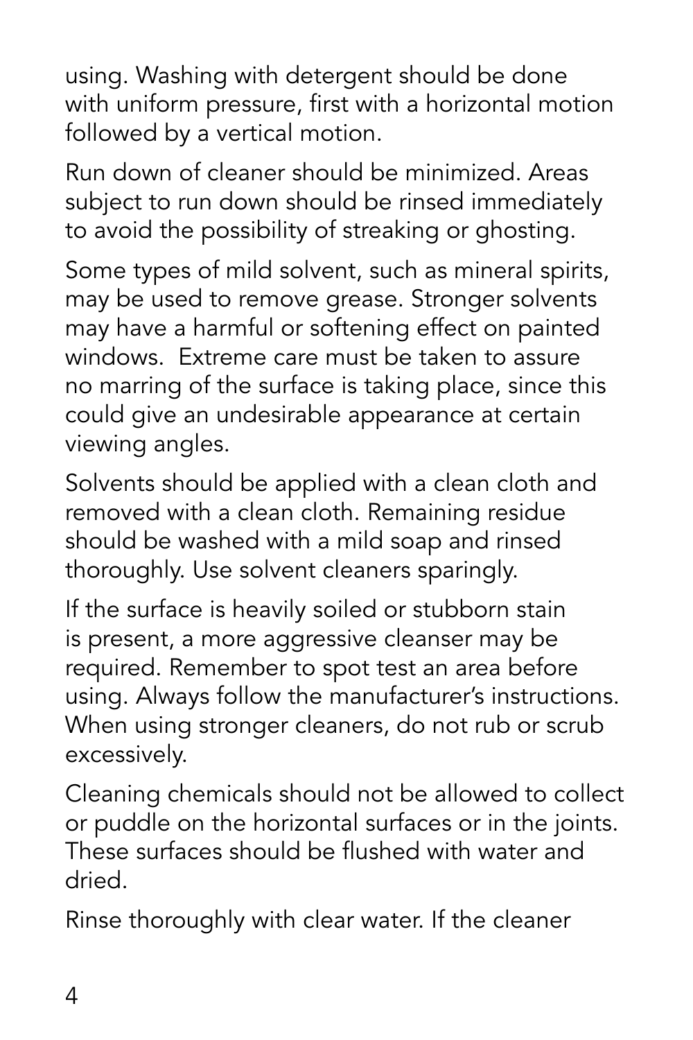using. Washing with detergent should be done with uniform pressure, first with a horizontal motion followed by a vertical motion.

Run down of cleaner should be minimized. Areas subject to run down should be rinsed immediately to avoid the possibility of streaking or ghosting.

Some types of mild solvent, such as mineral spirits, may be used to remove grease. Stronger solvents may have a harmful or softening effect on painted windows. Extreme care must be taken to assure no marring of the surface is taking place, since this could give an undesirable appearance at certain viewing angles.

Solvents should be applied with a clean cloth and removed with a clean cloth. Remaining residue should be washed with a mild soap and rinsed thoroughly. Use solvent cleaners sparingly.

If the surface is heavily soiled or stubborn stain is present, a more aggressive cleanser may be required. Remember to spot test an area before using. Always follow the manufacturer's instructions. When using stronger cleaners, do not rub or scrub excessively.

Cleaning chemicals should not be allowed to collect or puddle on the horizontal surfaces or in the joints. These surfaces should be flushed with water and dried.

Rinse thoroughly with clear water. If the cleaner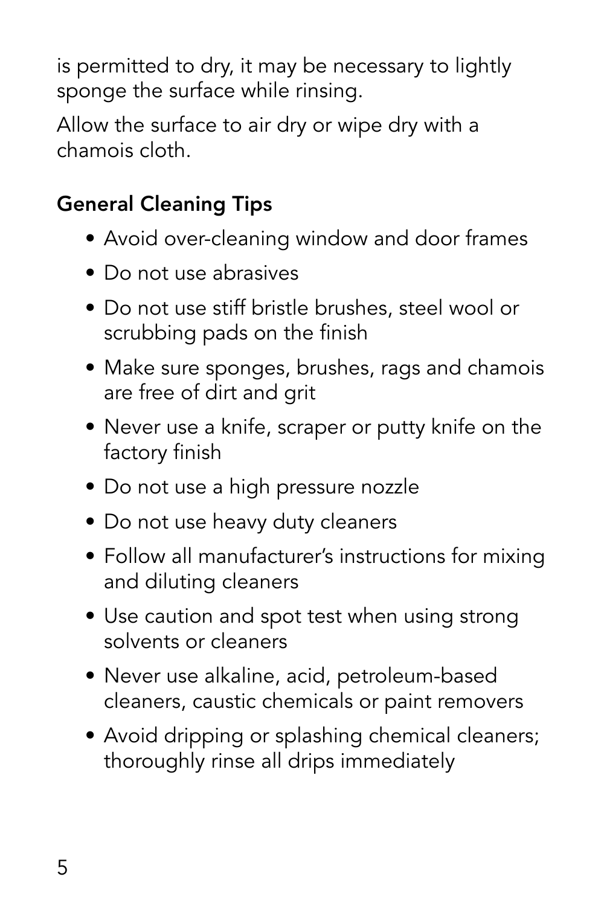is permitted to dry, it may be necessary to lightly sponge the surface while rinsing.

Allow the surface to air dry or wipe dry with a chamois cloth.

**General Cleaning Tips**

- Avoid over-cleaning window and door frames
- Do not use abrasives
- Do not use stiff bristle brushes, steel wool or scrubbing pads on the finish
- Make sure sponges, brushes, rags and chamois are free of dirt and grit
- Never use a knife, scraper or putty knife on the factory finish
- Do not use a high pressure nozzle
- Do not use heavy duty cleaners
- Follow all manufacturer's instructions for mixing and diluting cleaners
- Use caution and spot test when using strong solvents or cleaners
- Never use alkaline, acid, petroleum-based cleaners, caustic chemicals or paint removers
- Avoid dripping or splashing chemical cleaners; thoroughly rinse all drips immediately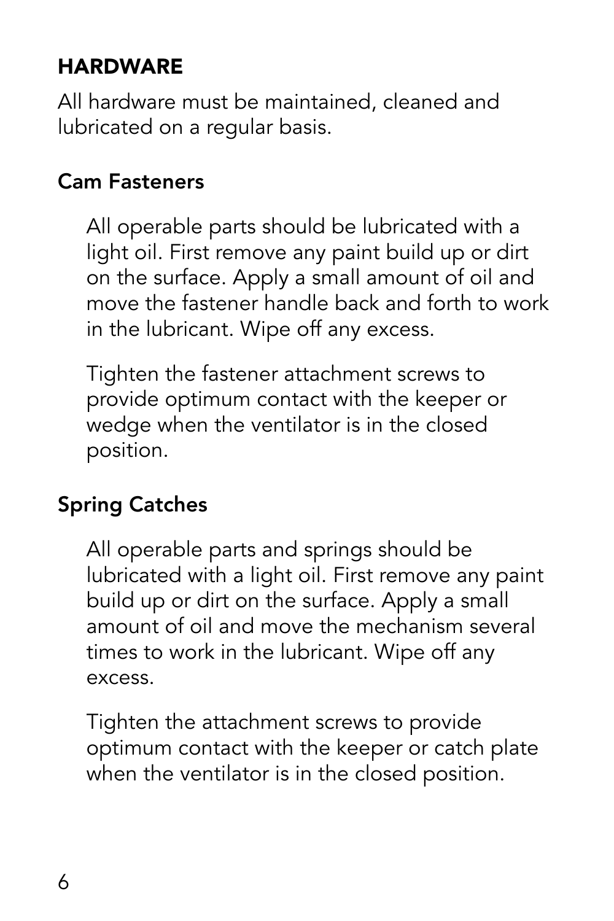## HARDWARE

All hardware must be maintained, cleaned and lubricated on a regular basis.

### Cam Fasteners

All operable parts should be lubricated with a light oil. First remove any paint build up or dirt on the surface. Apply a small amount of oil and move the fastener handle back and forth to work in the lubricant. Wipe off any excess.

Tighten the fastener attachment screws to provide optimum contact with the keeper or wedge when the ventilator is in the closed position.

### Spring Catches

All operable parts and springs should be lubricated with a light oil. First remove any paint build up or dirt on the surface. Apply a small amount of oil and move the mechanism several times to work in the lubricant. Wipe off any excess.

Tighten the attachment screws to provide optimum contact with the keeper or catch plate when the ventilator is in the closed position.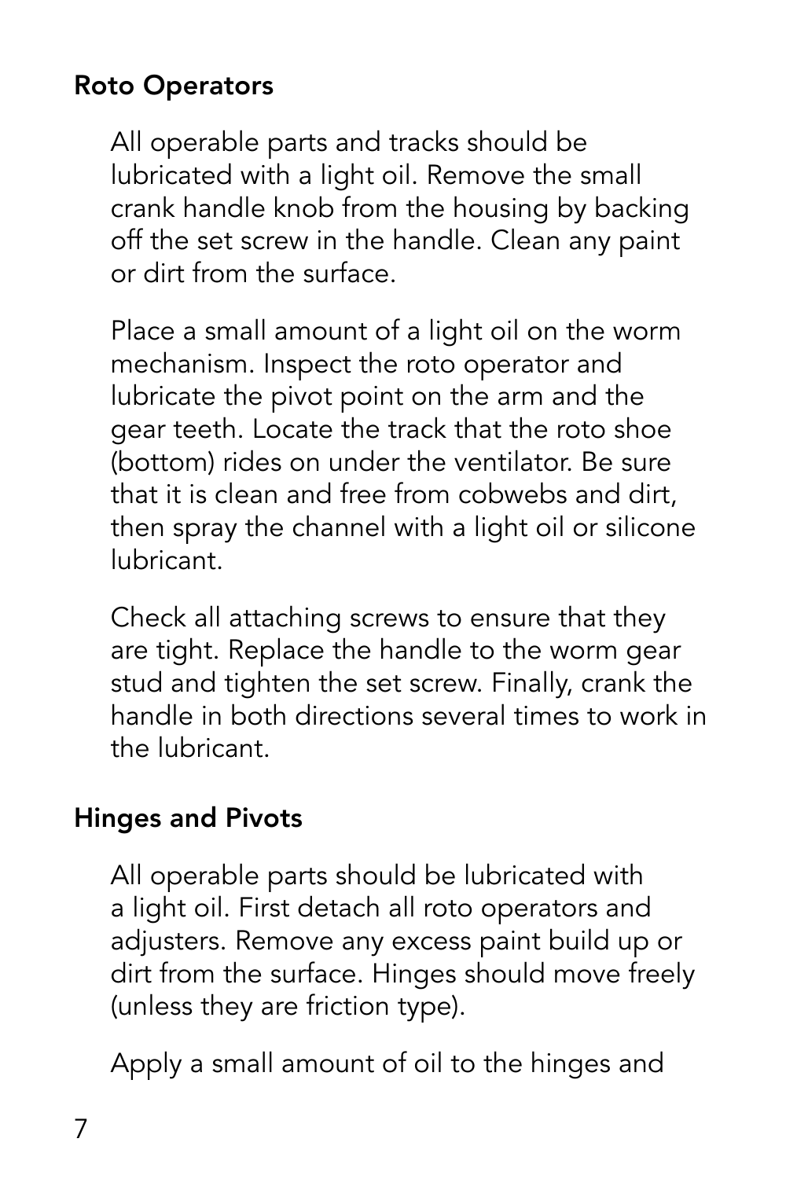### Roto Operators

All operable parts and tracks should be lubricated with a light oil. Remove the small crank handle knob from the housing by backing off the set screw in the handle. Clean any paint or dirt from the surface.

Place a small amount of a light oil on the worm mechanism. Inspect the roto operator and lubricate the pivot point on the arm and the gear teeth. Locate the track that the roto shoe (bottom) rides on under the ventilator. Be sure that it is clean and free from cobwebs and dirt, then spray the channel with a light oil or silicone lubricant.

Check all attaching screws to ensure that they are tight. Replace the handle to the worm gear stud and tighten the set screw. Finally, crank the handle in both directions several times to work in the lubricant.

### Hinges and Pivots

All operable parts should be lubricated with a light oil. First detach all roto operators and adjusters. Remove any excess paint build up or dirt from the surface. Hinges should move freely (unless they are friction type).

Apply a small amount of oil to the hinges and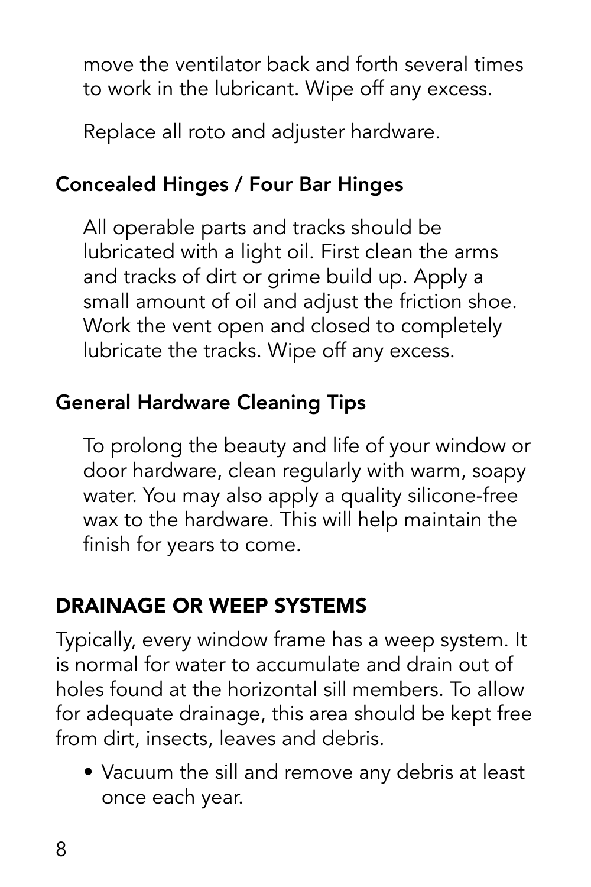move the ventilator back and forth several times to work in the lubricant. Wipe off any excess.

Replace all roto and adjuster hardware.

### Concealed Hinges / Four Bar Hinges

All operable parts and tracks should be lubricated with a light oil. First clean the arms and tracks of dirt or grime build up. Apply a small amount of oil and adjust the friction shoe. Work the vent open and closed to completely lubricate the tracks. Wipe off any excess.

### General Hardware Cleaning Tips

To prolong the beauty and life of your window or door hardware, clean regularly with warm, soapy water. You may also apply a quality silicone-free wax to the hardware. This will help maintain the finish for years to come.

## DRAINAGE OR WEEP SYSTEMS

Typically, every window frame has a weep system. It is normal for water to accumulate and drain out of holes found at the horizontal sill members. To allow for adequate drainage, this area should be kept free from dirt, insects, leaves and debris.

- Vacuum the sill and remove any debris at least once each year.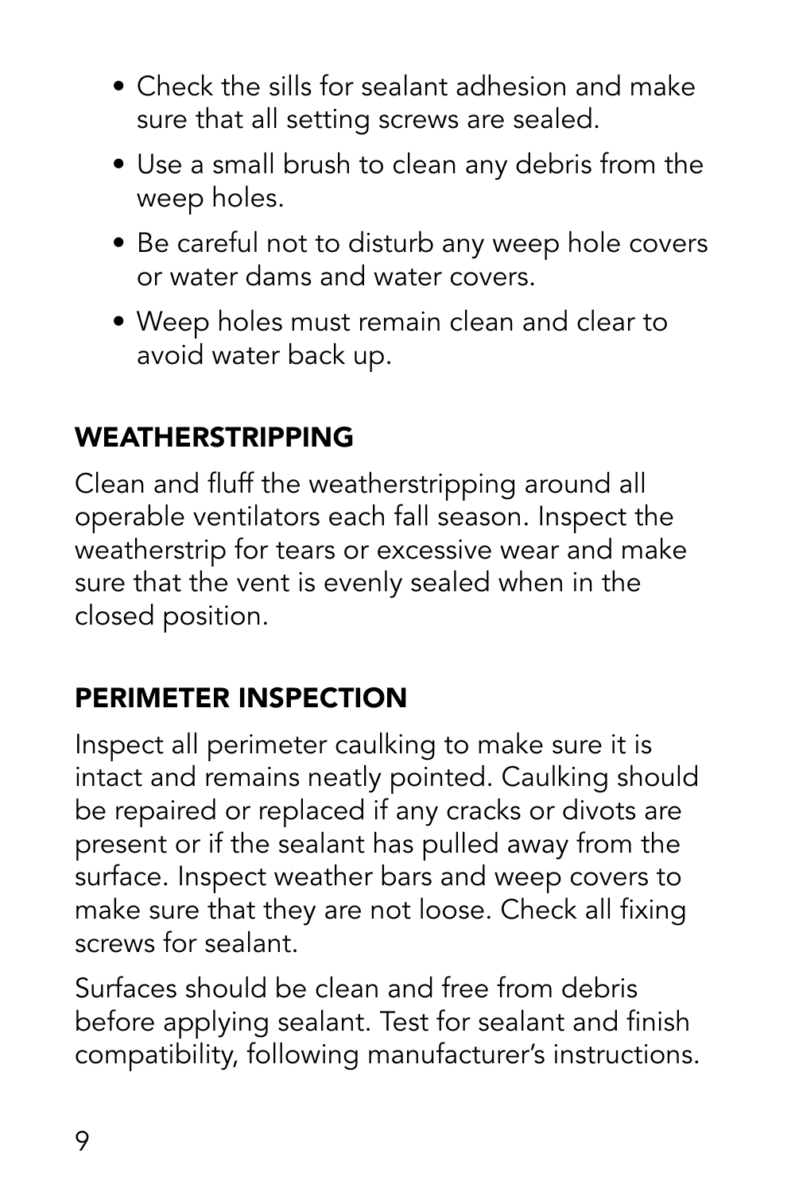- Check the sills for sealant adhesion and make sure that all setting screws are sealed.
- Use a small brush to clean any debris from the weep holes.
- Be careful not to disturb any weep hole covers or water dams and water covers.
- Weep holes must remain clean and clear to avoid water back up.

## WEATHERSTRIPPING

Clean and fluff the weatherstripping around all operable ventilators each fall season. Inspect the weatherstrip for tears or excessive wear and make sure that the vent is evenly sealed when in the closed position.

## PERIMETER INSPECTION

Inspect all perimeter caulking to make sure it is intact and remains neatly pointed. Caulking should be repaired or replaced if any cracks or divots are present or if the sealant has pulled away from the surface. Inspect weather bars and weep covers to make sure that they are not loose. Check all fixing screws for sealant.

Surfaces should be clean and free from debris before applying sealant. Test for sealant and finish compatibility, following manufacturer's instructions.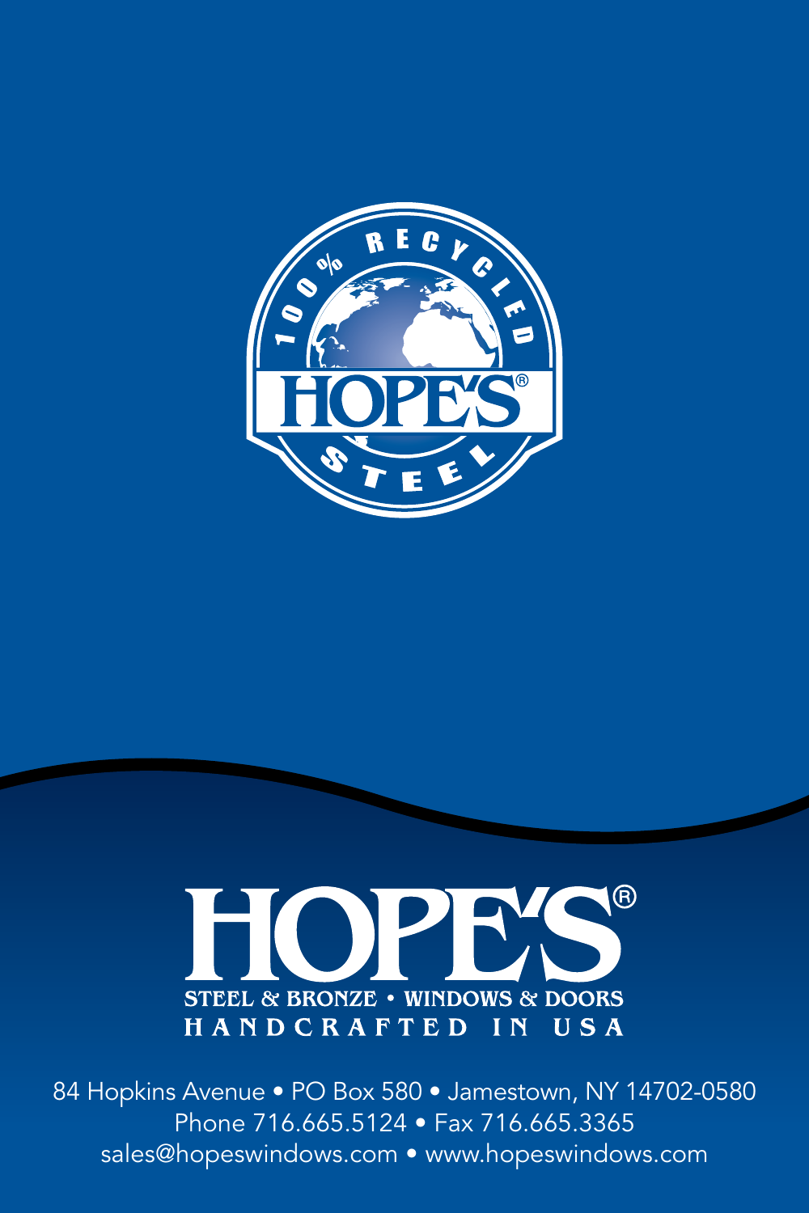100% RECYCLED

HOPE'S®

STEEL

# HOPE'S®

STEEL & BRONZE • WINDOWS & DOORS

HANDCRAFTED IN USA

84 Hopkins Avenue • PO Box 580 • Jamestown, NY 14702-0580
Phone 716.665.5124 • Fax 716.665.3365
sales@hopeswindows.com • www.hopeswindows.com